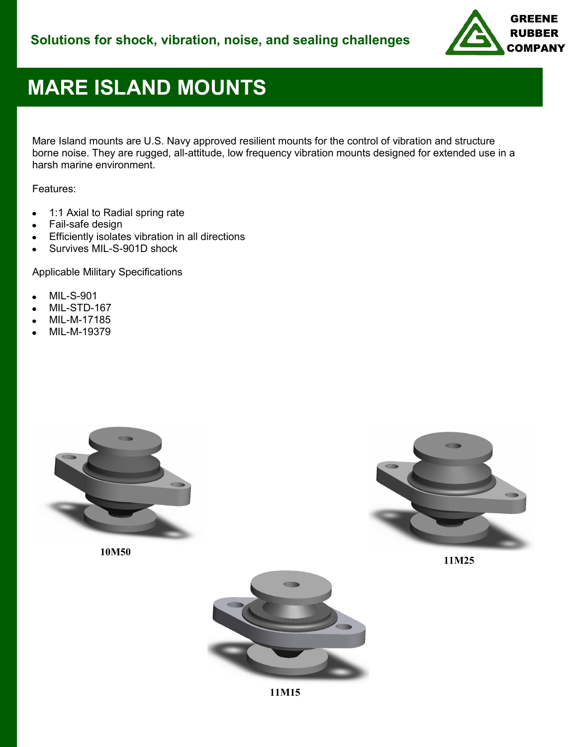Solutions for shock, vibration, noise, and sealing challenges

GREENE RUBBER COMPANY

# MARE ISLAND MOUNTS

Mare Island mounts are U.S. Navy approved resilient mounts for the control of vibration and structure borne noise. They are rugged, all-attitude, low frequency vibration mounts designed for extended use in a harsh marine environment.

Features:

- 1:1 Axial to Radial spring rate
- Fail-safe design
- Efficiently isolates vibration in all directions
- Survives MIL-S-901D shock

Applicable Military Specifications

- MIL-S-901
- MIL-STD-167
- MIL-M-17185
- MIL-M-19379

**10M50**

**11M25**

**11M15**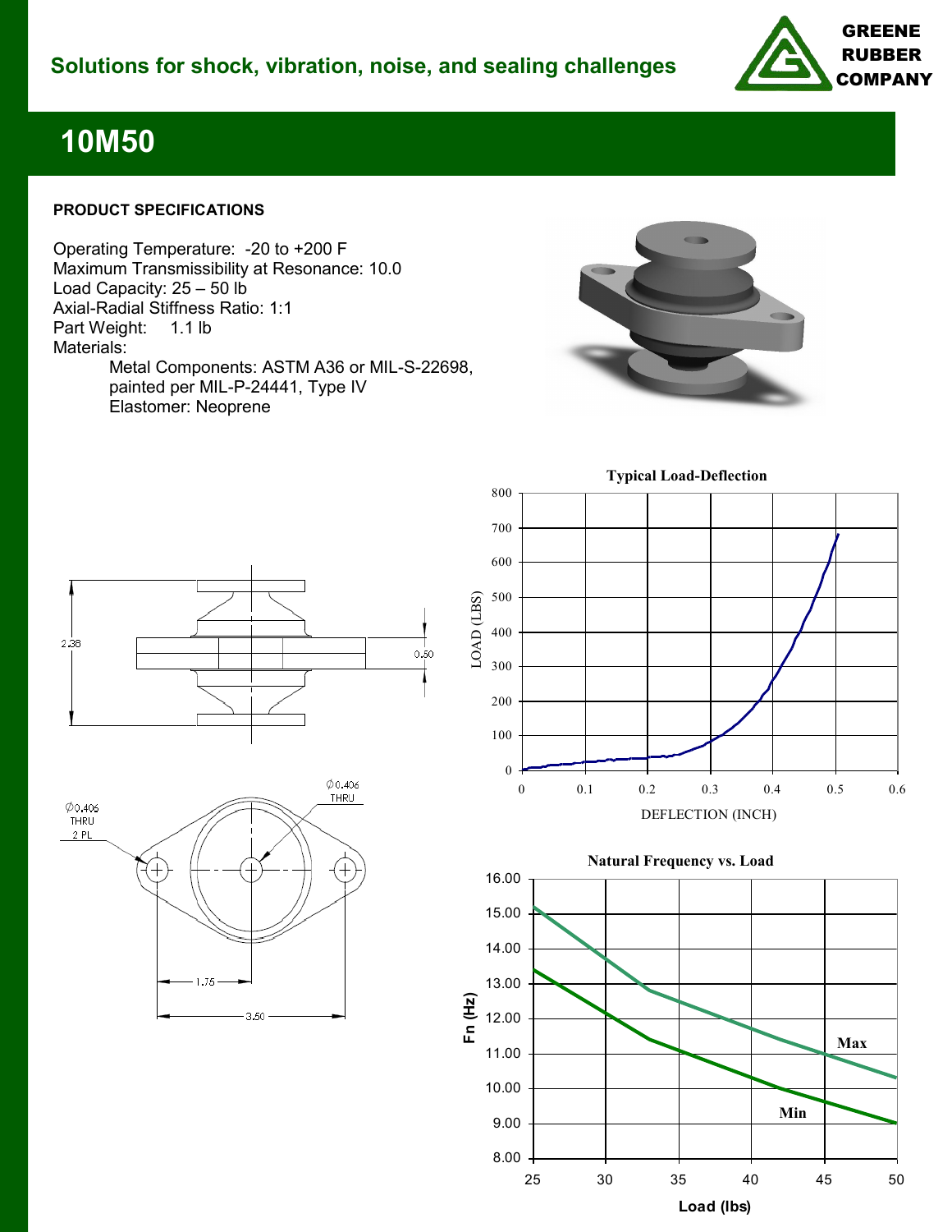Solutions for shock, vibration, noise, and sealing challenges

GREENE RUBBER COMPANY

# 10M50

## PRODUCT SPECIFICATIONS

Operating Temperature: -20 to +200 F
Maximum Transmissibility at Resonance: 10.0
Load Capacity: 25 – 50 lb
Axial-Radial Stiffness Ratio: 1:1
Part Weight: 1.1 lb
Materials:

Metal Components: ASTM A36 or MIL-S-22698, painted per MIL-P-24441, Type IV
Elastomer: Neoprene

2.38

0.50

Ø0.406 THRU 2 PL

Ø0.406 THRU

1.75

3.50

**Typical Load-Deflection**

LOAD (LBS) vs. DEFLECTION (INCH)

**Natural Frequency vs. Load**

Fn (Hz) vs. Load (lbs)

Max

Min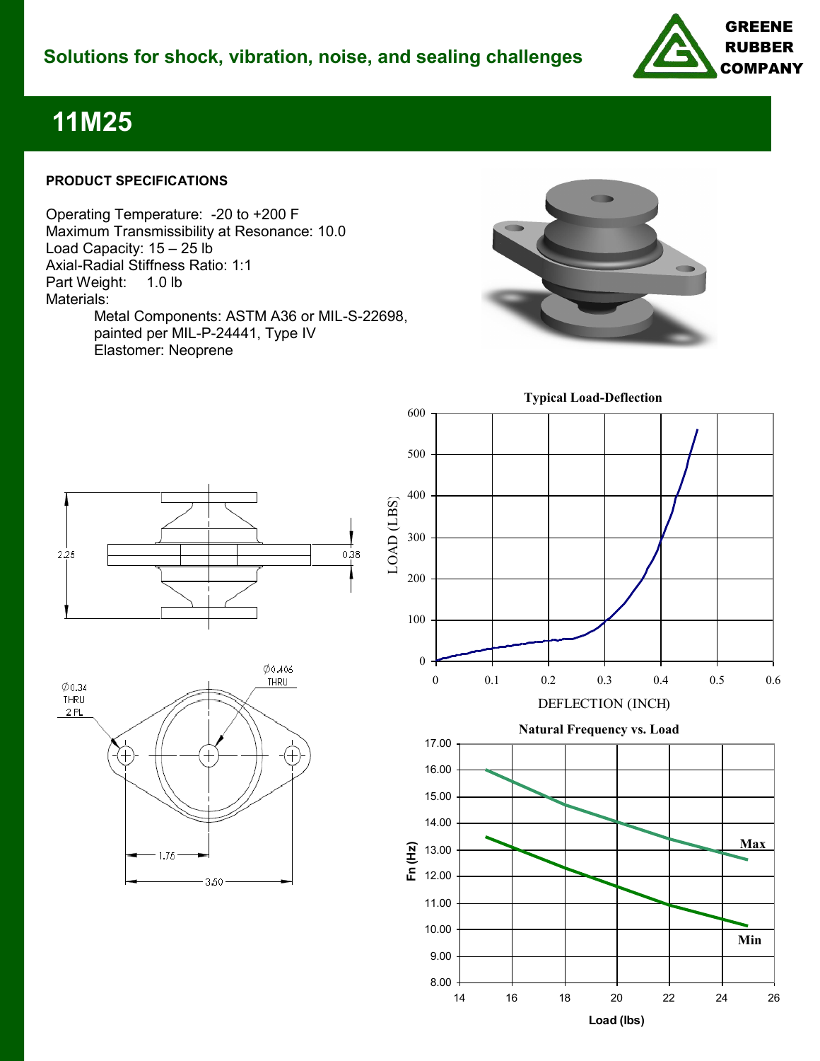Solutions for shock, vibration, noise, and sealing challenges

GREENE RUBBER COMPANY

# 11M25

**PRODUCT SPECIFICATIONS**

Operating Temperature: -20 to +200 F
Maximum Transmissibility at Resonance: 10.0
Load Capacity: 15 – 25 lb
Axial-Radial Stiffness Ratio: 1:1
Part Weight: 1.0 lb
Materials:

Metal Components: ASTM A36 or MIL-S-22698, painted per MIL-P-24441, Type IV
Elastomer: Neoprene

2.25

0.38

Ø0.34 THRU 2 PL

Ø0.406 THRU

1.75

3.50

**Typical Load-Deflection**

LOAD (LBS)

DEFLECTION (INCH)

**Natural Frequency vs. Load**

Fn (Hz)

Load (lbs)

Max

Min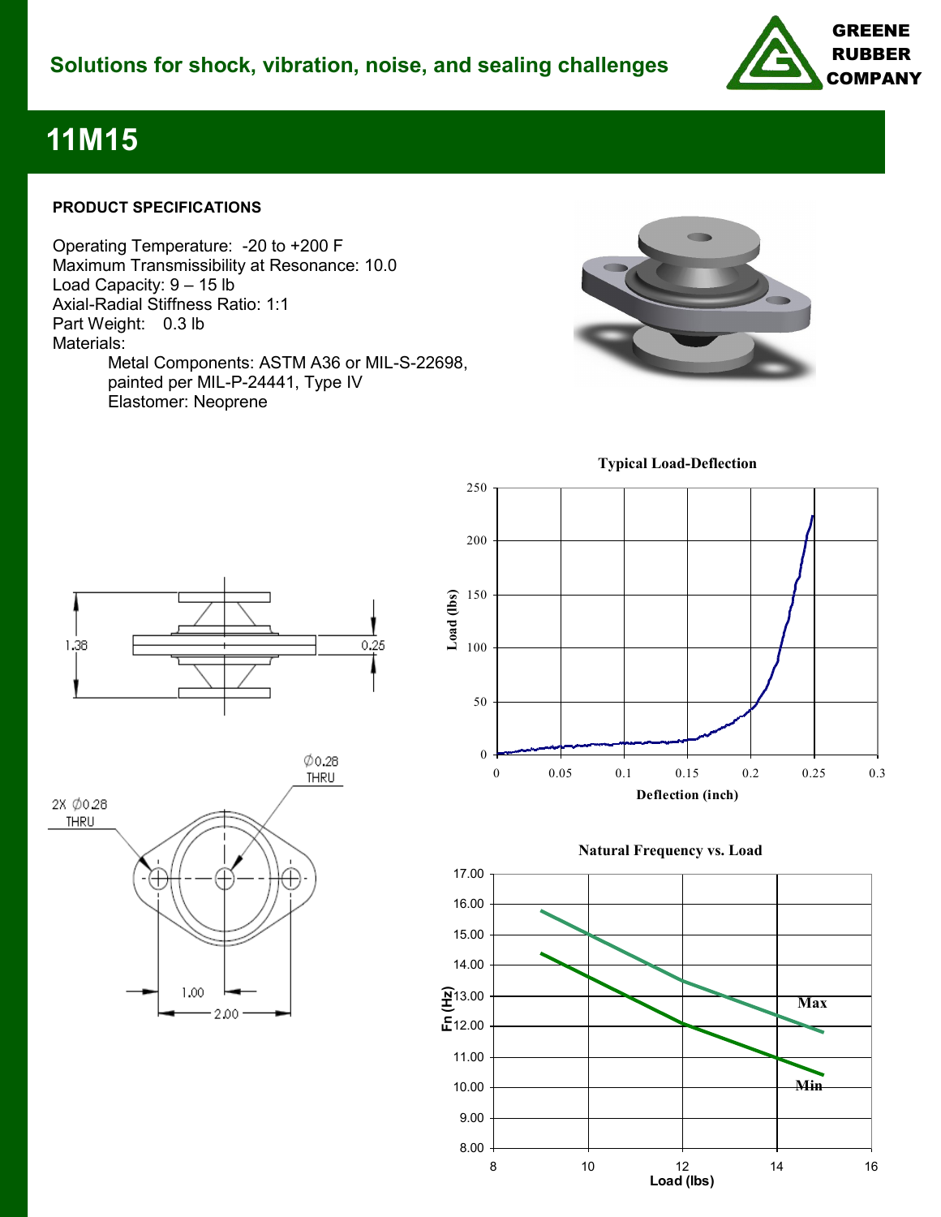Solutions for shock, vibration, noise, and sealing challenges

GREENE RUBBER COMPANY

# 11M15

### PRODUCT SPECIFICATIONS

Operating Temperature: -20 to +200 F
Maximum Transmissibility at Resonance: 10.0
Load Capacity: 9 – 15 lb
Axial-Radial Stiffness Ratio: 1:1
Part Weight: 0.3 lb
Materials:

Metal Components: ASTM A36 or MIL-S-22698, painted per MIL-P-24441, Type IV
Elastomer: Neoprene

1.38

0.25

2X Ø0.28 THRU

Ø0.28 THRU

1.00

2.00

**Typical Load-Deflection**

Load (lbs)

250
200
150
100
50
0

0
0.05
0.1
0.15
0.2
0.25
0.3

Deflection (inch)

**Natural Frequency vs. Load**

Fn (Hz)

17.00
16.00
15.00
14.00
13.00
12.00
11.00
10.00
9.00
8.00

Max

Min

8
10
12
14
16

Load (lbs)